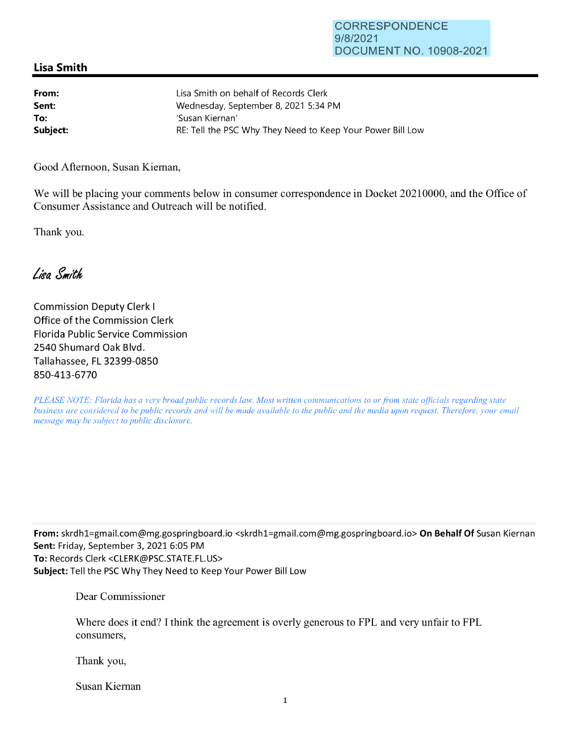CORRESPONDENCE
9/8/2021
DOCUMENT NO. 10908-2021

## Lisa Smith

**From:** Lisa Smith on behalf of Records Clerk
**Sent:** Wednesday, September 8, 2021 5:34 PM
**To:** 'Susan Kiernan'
**Subject:** RE: Tell the PSC Why They Need to Keep Your Power Bill Low

Good Afternoon, Susan Kiernan,

We will be placing your comments below in consumer correspondence in Docket 20210000, and the Office of Consumer Assistance and Outreach will be notified.

Thank you.

*Lisa Smith*

Commission Deputy Clerk I
Office of the Commission Clerk
Florida Public Service Commission
2540 Shumard Oak Blvd.
Tallahassee, FL 32399-0850
850-413-6770

*PLEASE NOTE: Florida has a very broad public records law. Most written communications to or from state officials regarding state business are considered to be public records and will be made available to the public and the media upon request. Therefore, your email message may be subject to public disclosure.*

---

**From:** skrdh1=gmail.com@mg.gospringboard.io <skrdh1=gmail.com@mg.gospringboard.io> **On Behalf Of** Susan Kiernan
**Sent:** Friday, September 3, 2021 6:05 PM
**To:** Records Clerk <CLERK@PSC.STATE.FL.US>
**Subject:** Tell the PSC Why They Need to Keep Your Power Bill Low

Dear Commissioner

Where does it end? I think the agreement is overly generous to FPL and very unfair to FPL consumers,

Thank you,

Susan Kiernan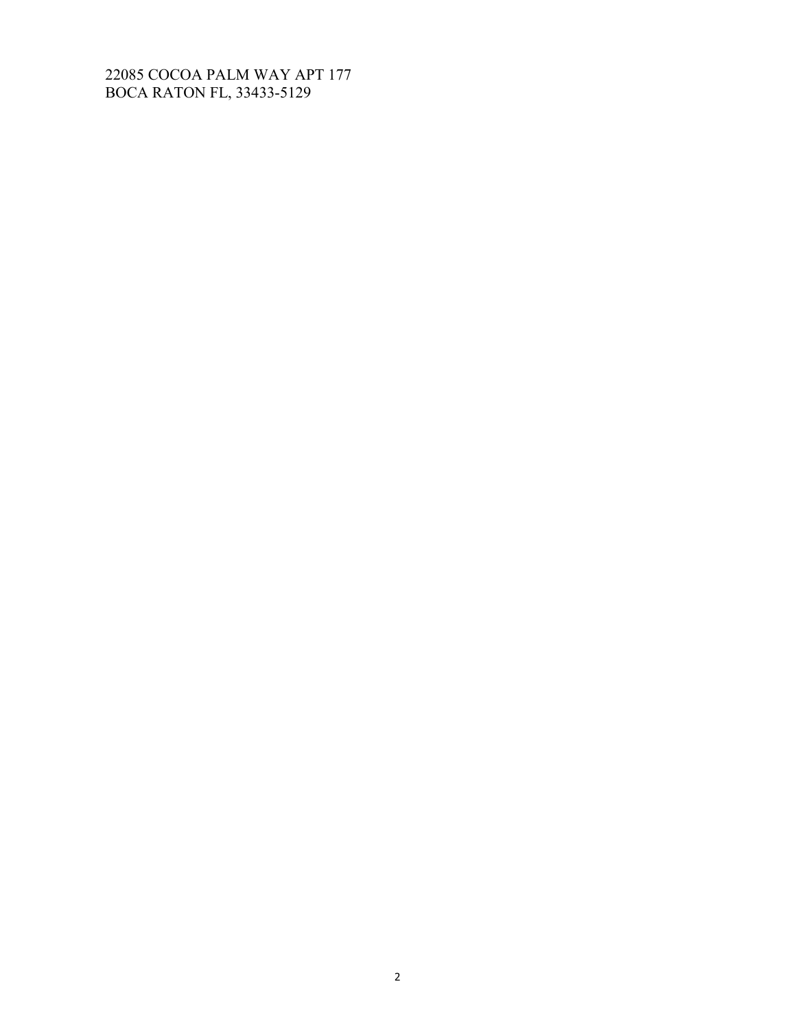22085 COCOA PALM WAY APT 177
BOCA RATON FL, 33433-5129